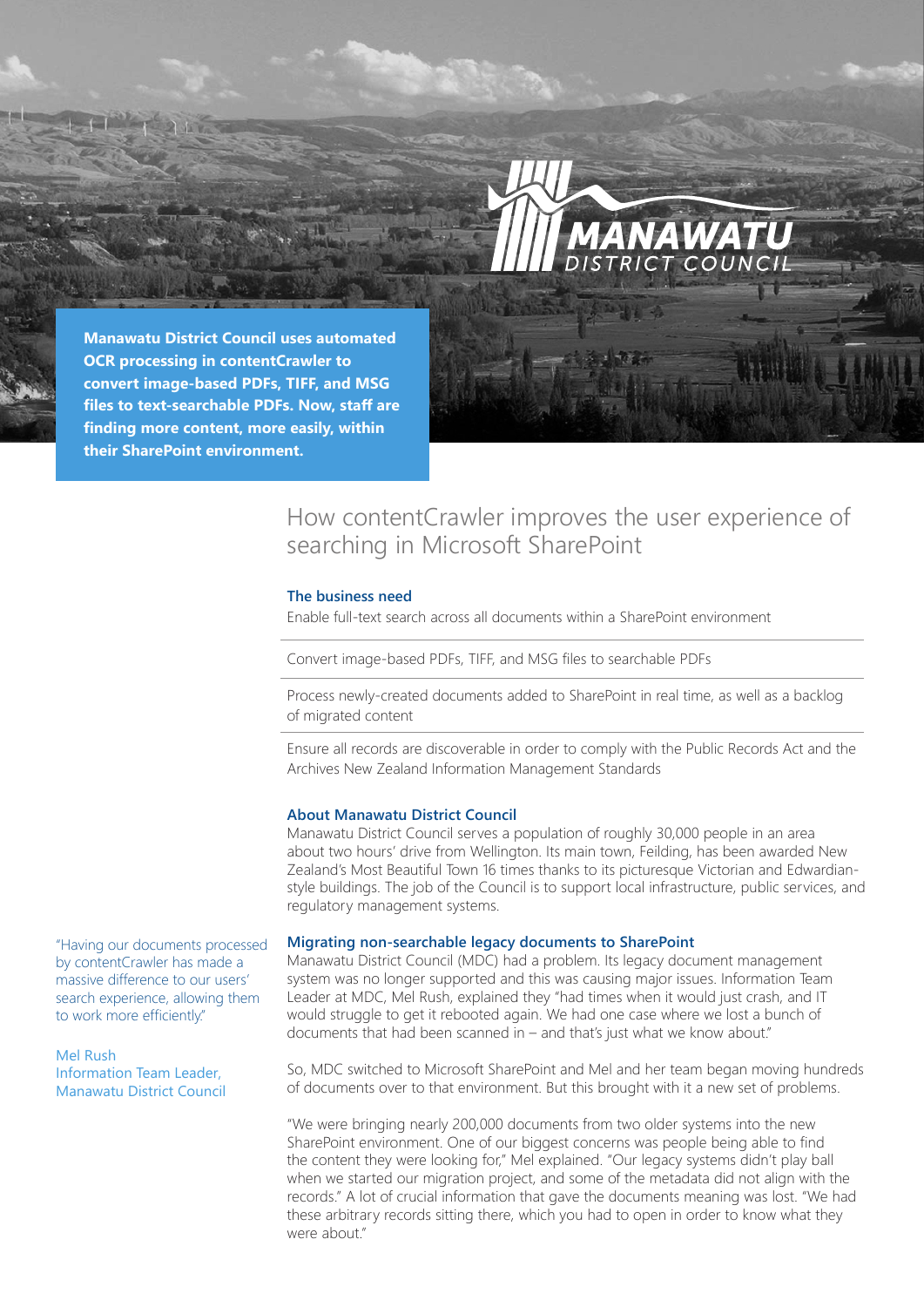MANAWATU DISTRICT COUNCIL

**Manawatu District Council uses automated OCR processing in contentCrawler to convert image-based PDFs, TIFF, and MSG files to text-searchable PDFs. Now, staff are finding more content, more easily, within their SharePoint environment.**

# How contentCrawler improves the user experience of searching in Microsoft SharePoint

## The business need

Enable full-text search across all documents within a SharePoint environment

Convert image-based PDFs, TIFF, and MSG files to searchable PDFs

Process newly-created documents added to SharePoint in real time, as well as a backlog of migrated content

Ensure all records are discoverable in order to comply with the Public Records Act and the Archives New Zealand Information Management Standards

## About Manawatu District Council

Manawatu District Council serves a population of roughly 30,000 people in an area about two hours' drive from Wellington. Its main town, Feilding, has been awarded New Zealand's Most Beautiful Town 16 times thanks to its picturesque Victorian and Edwardian-style buildings. The job of the Council is to support local infrastructure, public services, and regulatory management systems.

## Migrating non-searchable legacy documents to SharePoint

Manawatu District Council (MDC) had a problem. Its legacy document management system was no longer supported and this was causing major issues. Information Team Leader at MDC, Mel Rush, explained they "had times when it would just crash, and IT would struggle to get it rebooted again. We had one case where we lost a bunch of documents that had been scanned in – and that's just what we know about."

So, MDC switched to Microsoft SharePoint and Mel and her team began moving hundreds of documents over to that environment. But this brought with it a new set of problems.

"We were bringing nearly 200,000 documents from two older systems into the new SharePoint environment. One of our biggest concerns was people being able to find the content they were looking for," Mel explained. "Our legacy systems didn't play ball when we started our migration project, and some of the metadata did not align with the records." A lot of crucial information that gave the documents meaning was lost. "We had these arbitrary records sitting there, which you had to open in order to know what they were about."

> "Having our documents processed by contentCrawler has made a massive difference to our users' search experience, allowing them to work more efficiently."
>
> Mel Rush
> Information Team Leader,
> Manawatu District Council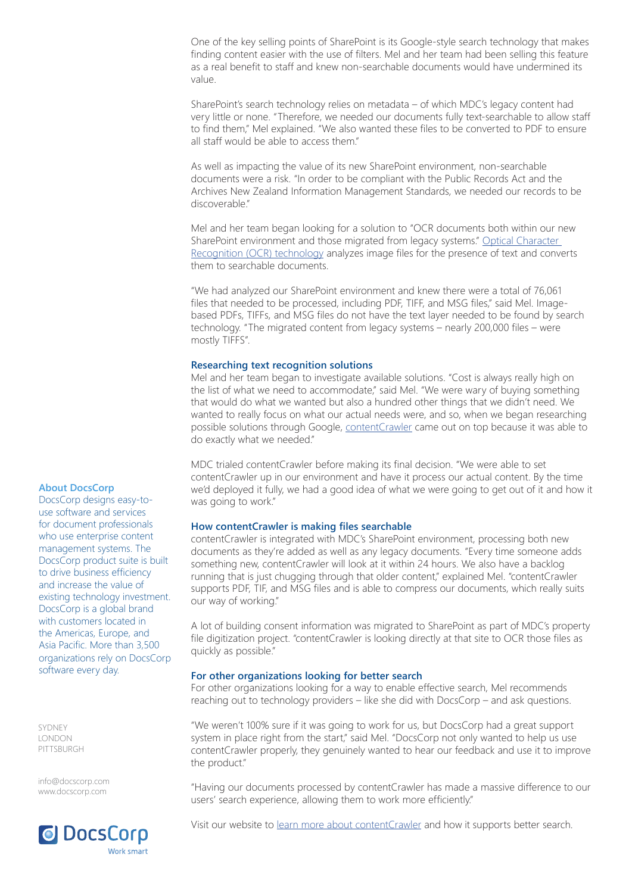One of the key selling points of SharePoint is its Google-style search technology that makes finding content easier with the use of filters. Mel and her team had been selling this feature as a real benefit to staff and knew non-searchable documents would have undermined its value.

SharePoint's search technology relies on metadata – of which MDC's legacy content had very little or none. "Therefore, we needed our documents fully text-searchable to allow staff to find them," Mel explained. "We also wanted these files to be converted to PDF to ensure all staff would be able to access them."

As well as impacting the value of its new SharePoint environment, non-searchable documents were a risk. "In order to be compliant with the Public Records Act and the Archives New Zealand Information Management Standards, we needed our records to be discoverable."

Mel and her team began looking for a solution to "OCR documents both within our new SharePoint environment and those migrated from legacy systems." Optical Character Recognition (OCR) technology analyzes image files for the presence of text and converts them to searchable documents.

"We had analyzed our SharePoint environment and knew there were a total of 76,061 files that needed to be processed, including PDF, TIFF, and MSG files," said Mel. Image-based PDFs, TIFFs, and MSG files do not have the text layer needed to be found by search technology. "The migrated content from legacy systems – nearly 200,000 files – were mostly TIFFS".

### Researching text recognition solutions

Mel and her team began to investigate available solutions. "Cost is always really high on the list of what we need to accommodate," said Mel. "We were wary of buying something that would do what we wanted but also a hundred other things that we didn't need. We wanted to really focus on what our actual needs were, and so, when we began researching possible solutions through Google, contentCrawler came out on top because it was able to do exactly what we needed."

MDC trialed contentCrawler before making its final decision. "We were able to set contentCrawler up in our environment and have it process our actual content. By the time we'd deployed it fully, we had a good idea of what we were going to get out of it and how it was going to work."

### How contentCrawler is making files searchable

contentCrawler is integrated with MDC's SharePoint environment, processing both new documents as they're added as well as any legacy documents. "Every time someone adds something new, contentCrawler will look at it within 24 hours. We also have a backlog running that is just chugging through that older content," explained Mel. "contentCrawler supports PDF, TIF, and MSG files and is able to compress our documents, which really suits our way of working."

A lot of building consent information was migrated to SharePoint as part of MDC's property file digitization project. "contentCrawler is looking directly at that site to OCR those files as quickly as possible."

### For other organizations looking for better search

For other organizations looking for a way to enable effective search, Mel recommends reaching out to technology providers – like she did with DocsCorp – and ask questions.

"We weren't 100% sure if it was going to work for us, but DocsCorp had a great support system in place right from the start," said Mel. "DocsCorp not only wanted to help us use contentCrawler properly, they genuinely wanted to hear our feedback and use it to improve the product."

"Having our documents processed by contentCrawler has made a massive difference to our users' search experience, allowing them to work more efficiently."

Visit our website to learn more about contentCrawler and how it supports better search.

### About DocsCorp

DocsCorp designs easy-to-use software and services for document professionals who use enterprise content management systems. The DocsCorp product suite is built to drive business efficiency and increase the value of existing technology investment. DocsCorp is a global brand with customers located in the Americas, Europe, and Asia Pacific. More than 3,500 organizations rely on DocsCorp software every day.

SYDNEY
LONDON
PITTSBURGH

info@docscorp.com
www.docscorp.com

DocsCorp
Work smart